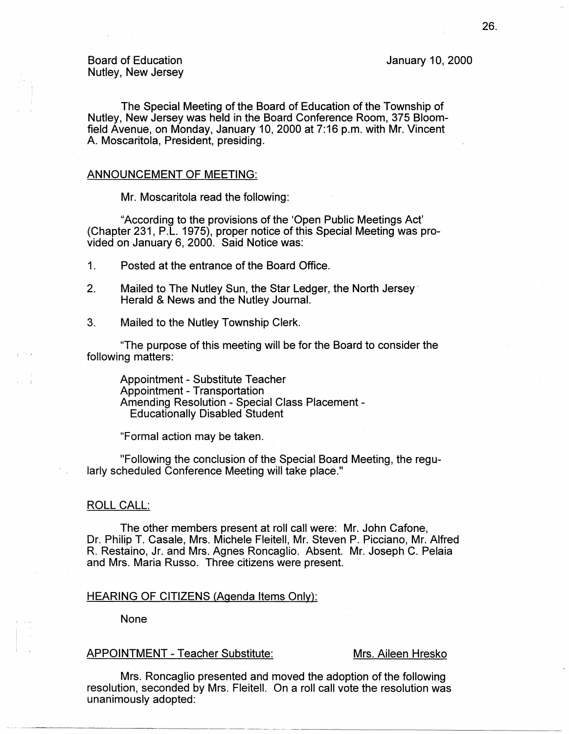Board of Education
Nutley, New Jersey

January 10, 2000

The Special Meeting of the Board of Education of the Township of Nutley, New Jersey was held in the Board Conference Room, 375 Bloomfield Avenue, on Monday, January 10, 2000 at 7:16 p.m. with Mr. Vincent A. Moscaritola, President, presiding.

## ANNOUNCEMENT OF MEETING:

Mr. Moscaritola read the following:

"According to the provisions of the 'Open Public Meetings Act' (Chapter 231, P.L. 1975), proper notice of this Special Meeting was provided on January 6, 2000. Said Notice was:

1. Posted at the entrance of the Board Office.
2. Mailed to The Nutley Sun, the Star Ledger, the North Jersey Herald & News and the Nutley Journal.
3. Mailed to the Nutley Township Clerk.

"The purpose of this meeting will be for the Board to consider the following matters:

Appointment - Substitute Teacher
Appointment - Transportation
Amending Resolution - Special Class Placement - Educationally Disabled Student

"Formal action may be taken.

"Following the conclusion of the Special Board Meeting, the regularly scheduled Conference Meeting will take place."

## ROLL CALL:

The other members present at roll call were: Mr. John Cafone, Dr. Philip T. Casale, Mrs. Michele Fleitell, Mr. Steven P. Picciano, Mr. Alfred R. Restaino, Jr. and Mrs. Agnes Roncaglio. Absent. Mr. Joseph C. Pelaia and Mrs. Maria Russo. Three citizens were present.

## HEARING OF CITIZENS (Agenda Items Only):

None

## APPOINTMENT - Teacher Substitute: Mrs. Aileen Hresko

Mrs. Roncaglio presented and moved the adoption of the following resolution, seconded by Mrs. Fleitell. On a roll call vote the resolution was unanimously adopted: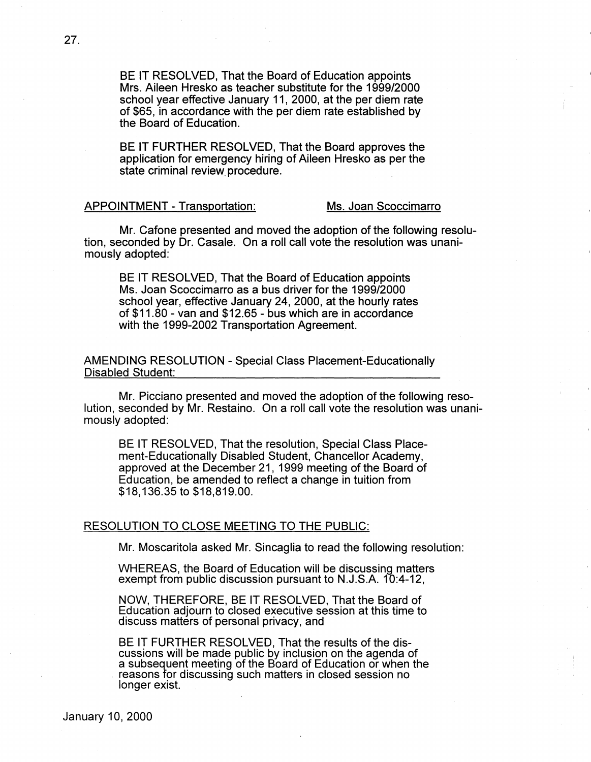BE IT RESOLVED, That the Board of Education appoints Mrs. Aileen Hresko as teacher substitute for the 1999/2000 school year effective January 11, 2000, at the per diem rate of $65, in accordance with the per diem rate established by the Board of Education.

BE IT FURTHER RESOLVED, That the Board approves the application for emergency hiring of Aileen Hresko as per the state criminal review procedure.

APPOINTMENT - Transportation: Ms. Joan Scoccimarro

Mr. Cafone presented and moved the adoption of the following resolution, seconded by Dr. Casale. On a roll call vote the resolution was unanimously adopted:

BE IT RESOLVED, That the Board of Education appoints Ms. Joan Scoccimarro as a bus driver for the 1999/2000 school year, effective January 24, 2000, at the hourly rates of $11.80 - van and $12.65 - bus which are in accordance with the 1999-2002 Transportation Agreement.

AMENDING RESOLUTION - Special Class Placement-Educationally Disabled Student:

Mr. Picciano presented and moved the adoption of the following resolution, seconded by Mr. Restaino. On a roll call vote the resolution was unanimously adopted:

BE IT RESOLVED, That the resolution, Special Class Placement-Educationally Disabled Student, Chancellor Academy, approved at the December 21, 1999 meeting of the Board of Education, be amended to reflect a change in tuition from $18,136.35 to $18,819.00.

RESOLUTION TO CLOSE MEETING TO THE PUBLIC:

Mr. Moscaritola asked Mr. Sincaglia to read the following resolution:

WHEREAS, the Board of Education will be discussing matters exempt from public discussion pursuant to N.J.S.A. 10:4-12,

NOW, THEREFORE, BE IT RESOLVED, That the Board of Education adjourn to closed executive session at this time to discuss matters of personal privacy, and

BE IT FURTHER RESOLVED, That the results of the discussions will be made public by inclusion on the agenda of a subsequent meeting of the Board of Education or when the reasons for discussing such matters in closed session no longer exist.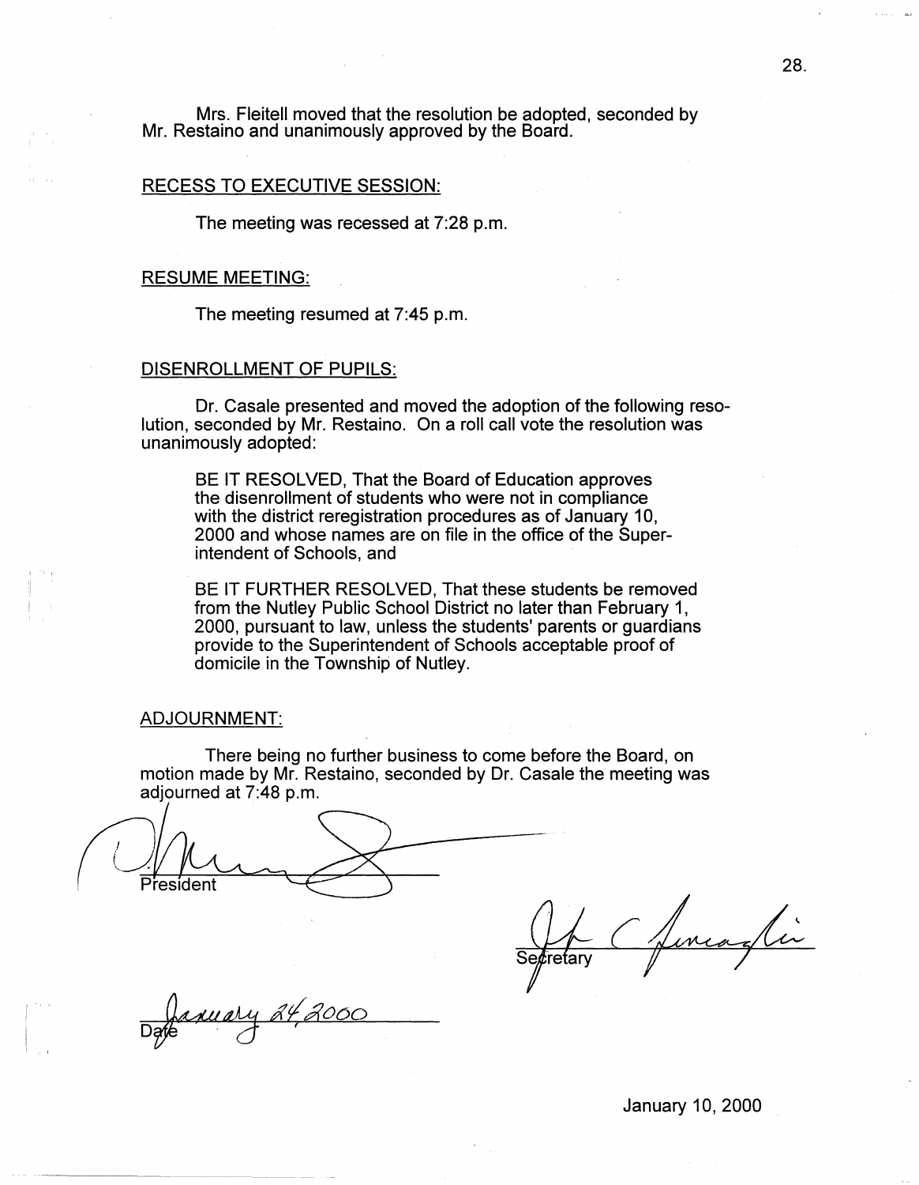Mrs. Fleitell moved that the resolution be adopted, seconded by Mr. Restaino and unanimously approved by the Board.

RECESS TO EXECUTIVE SESSION:

The meeting was recessed at 7:28 p.m.

RESUME MEETING:

The meeting resumed at 7:45 p.m.

DISENROLLMENT OF PUPILS:

Dr. Casale presented and moved the adoption of the following resolution, seconded by Mr. Restaino. On a roll call vote the resolution was unanimously adopted:

> BE IT RESOLVED, That the Board of Education approves the disenrollment of students who were not in compliance with the district reregistration procedures as of January 10, 2000 and whose names are on file in the office of the Superintendent of Schools, and
>
> BE IT FURTHER RESOLVED, That these students be removed from the Nutley Public School District no later than February 1, 2000, pursuant to law, unless the students' parents or guardians provide to the Superintendent of Schools acceptable proof of domicile in the Township of Nutley.

ADJOURNMENT:

There being no further business to come before the Board, on motion made by Mr. Restaino, seconded by Dr. Casale the meeting was adjourned at 7:48 p.m.

President

Secretary

January 24, 2000
Date

January 10, 2000